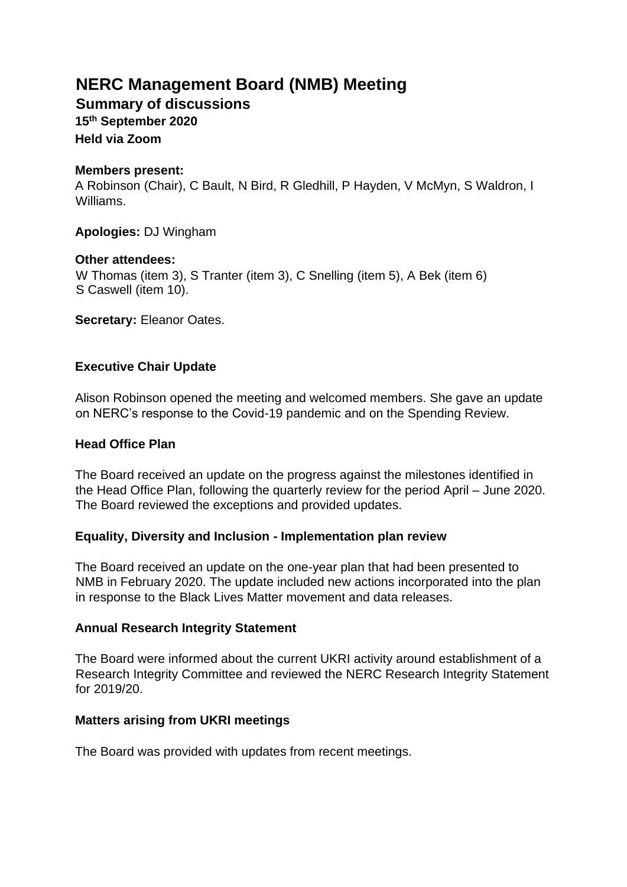# NERC Management Board (NMB) Meeting

## Summary of discussions

**15th September 2020**

**Held via Zoom**

**Members present:**
A Robinson (Chair), C Bault, N Bird, R Gledhill, P Hayden, V McMyn, S Waldron, I Williams.

**Apologies:** DJ Wingham

**Other attendees:**
W Thomas (item 3), S Tranter (item 3), C Snelling (item 5), A Bek (item 6)
S Caswell (item 10).

**Secretary:** Eleanor Oates.

### Executive Chair Update

Alison Robinson opened the meeting and welcomed members. She gave an update on NERC's response to the Covid-19 pandemic and on the Spending Review.

### Head Office Plan

The Board received an update on the progress against the milestones identified in the Head Office Plan, following the quarterly review for the period April – June 2020. The Board reviewed the exceptions and provided updates.

### Equality, Diversity and Inclusion - Implementation plan review

The Board received an update on the one-year plan that had been presented to NMB in February 2020. The update included new actions incorporated into the plan in response to the Black Lives Matter movement and data releases.

### Annual Research Integrity Statement

The Board were informed about the current UKRI activity around establishment of a Research Integrity Committee and reviewed the NERC Research Integrity Statement for 2019/20.

### Matters arising from UKRI meetings

The Board was provided with updates from recent meetings.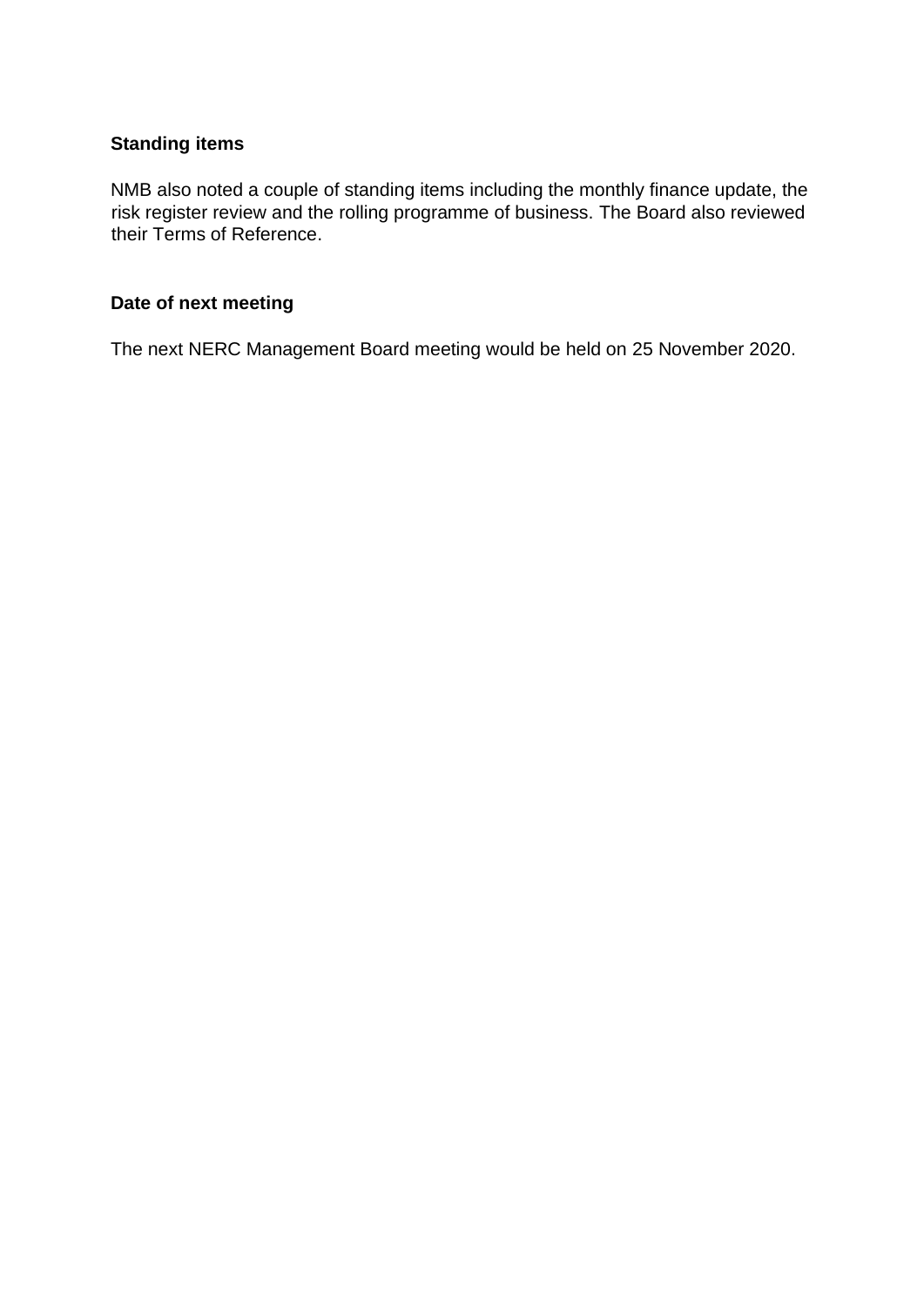**Standing items**

NMB also noted a couple of standing items including the monthly finance update, the risk register review and the rolling programme of business. The Board also reviewed their Terms of Reference.

**Date of next meeting**

The next NERC Management Board meeting would be held on 25 November 2020.